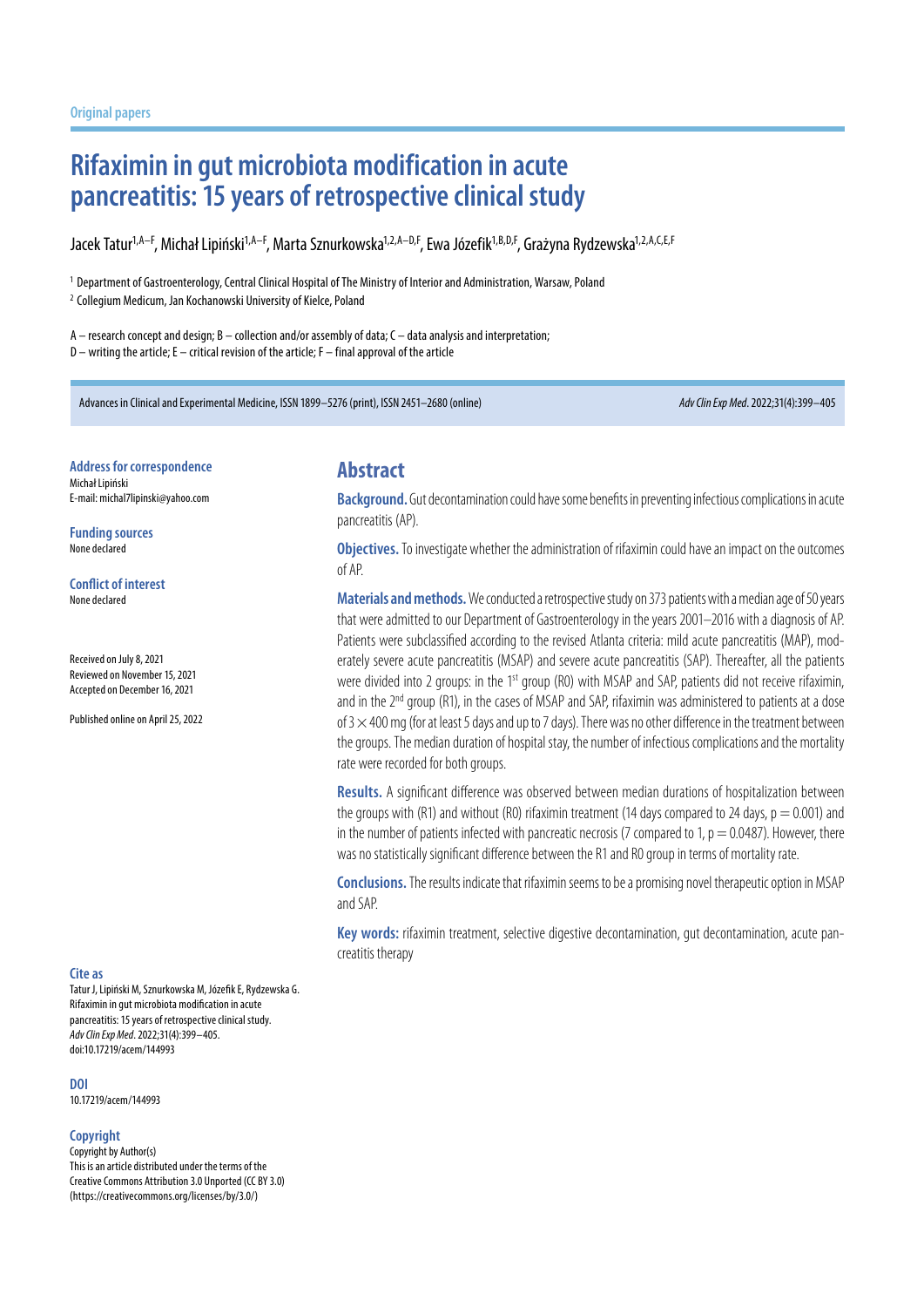Original papers

# Rifaximin in gut microbiota modification in acute pancreatitis: 15 years of retrospective clinical study

Jacek Tatur[1,A–F], Michał Lipiński[1,A–F], Marta Sznurkowska[1,2,A–D,F], Ewa Józefik[1,B,D,F], Grażyna Rydzewska[1,2,A,C,E,F]

[1] Department of Gastroenterology, Central Clinical Hospital of The Ministry of Interior and Administration, Warsaw, Poland
[2] Collegium Medicum, Jan Kochanowski University of Kielce, Poland

A – research concept and design; B – collection and/or assembly of data; C – data analysis and interpretation;
D – writing the article; E – critical revision of the article; F – final approval of the article

Advances in Clinical and Experimental Medicine, ISSN 1899–5276 (print), ISSN 2451–2680 (online)

**Address for correspondence**
Michał Lipiński
E-mail: michal7lipinski@yahoo.com

**Funding sources**
None declared

**Conflict of interest**
None declared

Received on July 8, 2021
Reviewed on November 15, 2021
Accepted on December 16, 2021

Published online on April 25, 2022

## Abstract

**Background.** Gut decontamination could have some benefits in preventing infectious complications in acute pancreatitis (AP).

**Objectives.** To investigate whether the administration of rifaximin could have an impact on the outcomes of AP.

**Materials and methods.** We conducted a retrospective study on 373 patients with a median age of 50 years that were admitted to our Department of Gastroenterology in the years 2001–2016 with a diagnosis of AP. Patients were subclassified according to the revised Atlanta criteria: mild acute pancreatitis (MAP), moderately severe acute pancreatitis (MSAP) and severe acute pancreatitis (SAP). Thereafter, all the patients were divided into 2 groups: in the 1st group (R0) with MSAP and SAP, patients did not receive rifaximin, and in the 2nd group (R1), in the cases of MSAP and SAP, rifaximin was administered to patients at a dose of $3 \times 400$ mg (for at least 5 days and up to 7 days). There was no other difference in the treatment between the groups. The median duration of hospital stay, the number of infectious complications and the mortality rate were recorded for both groups.

**Results.** A significant difference was observed between median durations of hospitalization between the groups with (R1) and without (R0) rifaximin treatment (14 days compared to 24 days, $p = 0.001$) and in the number of patients infected with pancreatic necrosis (7 compared to 1, $p = 0.0487$). However, there was no statistically significant difference between the R1 and R0 group in terms of mortality rate.

**Conclusions.** The results indicate that rifaximin seems to be a promising novel therapeutic option in MSAP and SAP.

**Key words:** rifaximin treatment, selective digestive decontamination, gut decontamination, acute pancreatitis therapy

**Cite as**
Tatur J, Lipiński M, Sznurkowska M, Józefik E, Rydzewska G. Rifaximin in gut microbiota modification in acute pancreatitis: 15 years of retrospective clinical study. *Adv Clin Exp Med*. 2022;31(4):399–405. doi:10.17219/acem/144993

**DOI**
10.17219/acem/144993

**Copyright**
Copyright by Author(s)
This is an article distributed under the terms of the Creative Commons Attribution 3.0 Unported (CC BY 3.0) (https://creativecommons.org/licenses/by/3.0/)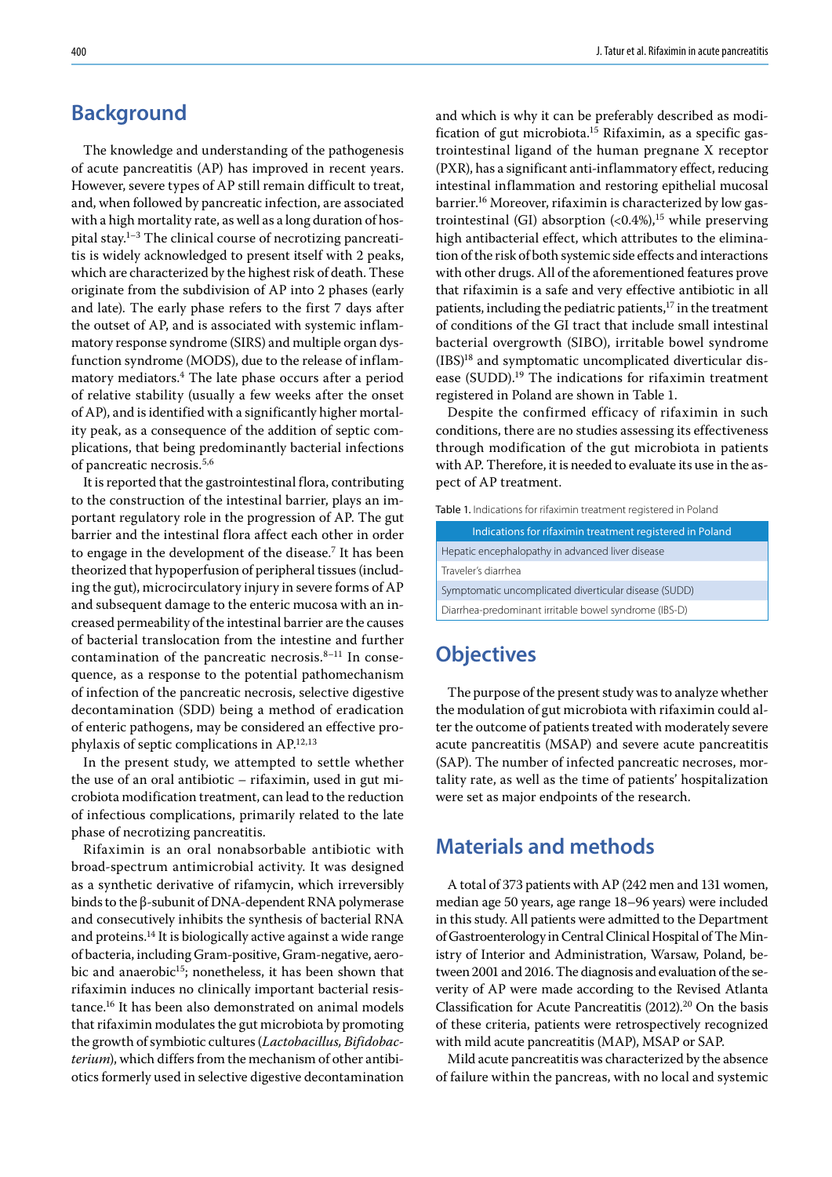## Background

The knowledge and understanding of the pathogenesis of acute pancreatitis (AP) has improved in recent years. However, severe types of AP still remain difficult to treat, and, when followed by pancreatic infection, are associated with a high mortality rate, as well as a long duration of hospital stay.[1–3] The clinical course of necrotizing pancreatitis is widely acknowledged to present itself with 2 peaks, which are characterized by the highest risk of death. These originate from the subdivision of AP into 2 phases (early and late). The early phase refers to the first 7 days after the outset of AP, and is associated with systemic inflammatory response syndrome (SIRS) and multiple organ dysfunction syndrome (MODS), due to the release of inflammatory mediators.[4] The late phase occurs after a period of relative stability (usually a few weeks after the onset of AP), and is identified with a significantly higher mortality peak, as a consequence of the addition of septic complications, that being predominantly bacterial infections of pancreatic necrosis.[5,6]

It is reported that the gastrointestinal flora, contributing to the construction of the intestinal barrier, plays an important regulatory role in the progression of AP. The gut barrier and the intestinal flora affect each other in order to engage in the development of the disease.[7] It has been theorized that hypoperfusion of peripheral tissues (including the gut), microcirculatory injury in severe forms of AP and subsequent damage to the enteric mucosa with an increased permeability of the intestinal barrier are the causes of bacterial translocation from the intestine and further contamination of the pancreatic necrosis.[8–11] In consequence, as a response to the potential pathomechanism of infection of the pancreatic necrosis, selective digestive decontamination (SDD) being a method of eradication of enteric pathogens, may be considered an effective prophylaxis of septic complications in AP.[12,13]

In the present study, we attempted to settle whether the use of an oral antibiotic – rifaximin, used in gut microbiota modification treatment, can lead to the reduction of infectious complications, primarily related to the late phase of necrotizing pancreatitis.

Rifaximin is an oral nonabsorbable antibiotic with broad-spectrum antimicrobial activity. It was designed as a synthetic derivative of rifamycin, which irreversibly binds to the β-subunit of DNA-dependent RNA polymerase and consecutively inhibits the synthesis of bacterial RNA and proteins.[14] It is biologically active against a wide range of bacteria, including Gram-positive, Gram-negative, aerobic and anaerobic[15]; nonetheless, it has been shown that rifaximin induces no clinically important bacterial resistance.[16] It has been also demonstrated on animal models that rifaximin modulates the gut microbiota by promoting the growth of symbiotic cultures (*Lactobacillus, Bifidobacterium*), which differs from the mechanism of other antibiotics formerly used in selective digestive decontamination and which is why it can be preferably described as modification of gut microbiota.[15] Rifaximin, as a specific gastrointestinal ligand of the human pregnane X receptor (PXR), has a significant anti-inflammatory effect, reducing intestinal inflammation and restoring epithelial mucosal barrier.[16] Moreover, rifaximin is characterized by low gastrointestinal (GI) absorption (<0.4%),[15] while preserving high antibacterial effect, which attributes to the elimination of the risk of both systemic side effects and interactions with other drugs. All of the aforementioned features prove that rifaximin is a safe and very effective antibiotic in all patients, including the pediatric patients,[17] in the treatment of conditions of the GI tract that include small intestinal bacterial overgrowth (SIBO), irritable bowel syndrome (IBS)[18] and symptomatic uncomplicated diverticular disease (SUDD).[19] The indications for rifaximin treatment registered in Poland are shown in Table 1.

Despite the confirmed efficacy of rifaximin in such conditions, there are no studies assessing its effectiveness through modification of the gut microbiota in patients with AP. Therefore, it is needed to evaluate its use in the aspect of AP treatment.

Table 1. Indications for rifaximin treatment registered in Poland

| Indications for rifaximin treatment registered in Poland |
|---|
| Hepatic encephalopathy in advanced liver disease |
| Traveler's diarrhea |
| Symptomatic uncomplicated diverticular disease (SUDD) |
| Diarrhea-predominant irritable bowel syndrome (IBS-D) |

## Objectives

The purpose of the present study was to analyze whether the modulation of gut microbiota with rifaximin could alter the outcome of patients treated with moderately severe acute pancreatitis (MSAP) and severe acute pancreatitis (SAP). The number of infected pancreatic necroses, mortality rate, as well as the time of patients' hospitalization were set as major endpoints of the research.

## Materials and methods

A total of 373 patients with AP (242 men and 131 women, median age 50 years, age range 18–96 years) were included in this study. All patients were admitted to the Department of Gastroenterology in Central Clinical Hospital of The Ministry of Interior and Administration, Warsaw, Poland, between 2001 and 2016. The diagnosis and evaluation of the severity of AP were made according to the Revised Atlanta Classification for Acute Pancreatitis (2012).[20] On the basis of these criteria, patients were retrospectively recognized with mild acute pancreatitis (MAP), MSAP or SAP.

Mild acute pancreatitis was characterized by the absence of failure within the pancreas, with no local and systemic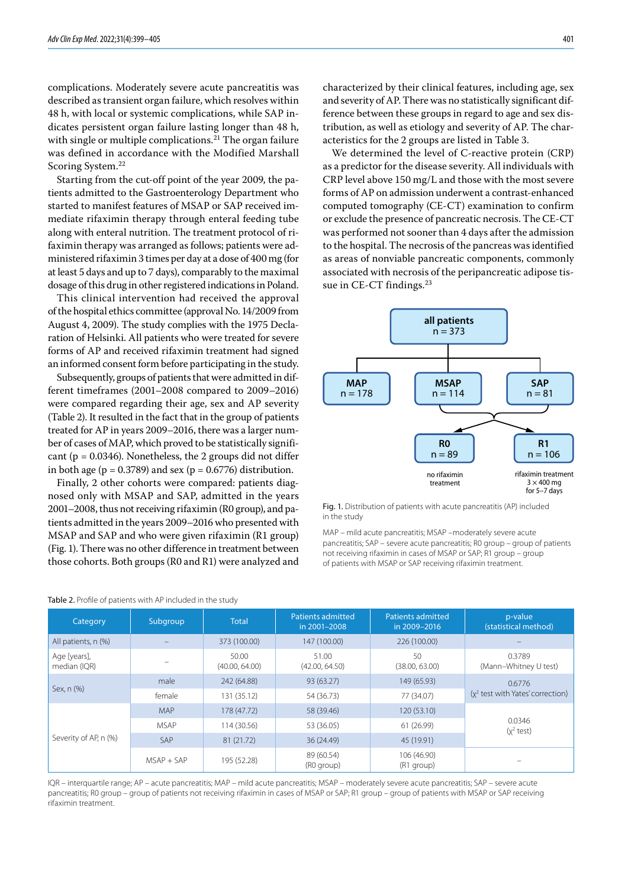complications. Moderately severe acute pancreatitis was described as transient organ failure, which resolves within 48 h, with local or systemic complications, while SAP indicates persistent organ failure lasting longer than 48 h, with single or multiple complications.[21] The organ failure was defined in accordance with the Modified Marshall Scoring System.[22]

Starting from the cut-off point of the year 2009, the patients admitted to the Gastroenterology Department who started to manifest features of MSAP or SAP received immediate rifaximin therapy through enteral feeding tube along with enteral nutrition. The treatment protocol of rifaximin therapy was arranged as follows; patients were administered rifaximin 3 times per day at a dose of 400 mg (for at least 5 days and up to 7 days), comparably to the maximal dosage of this drug in other registered indications in Poland.

This clinical intervention had received the approval of the hospital ethics committee (approval No. 14/2009 from August 4, 2009). The study complies with the 1975 Declaration of Helsinki. All patients who were treated for severe forms of AP and received rifaximin treatment had signed an informed consent form before participating in the study.

Subsequently, groups of patients that were admitted in different timeframes (2001–2008 compared to 2009–2016) were compared regarding their age, sex and AP severity (Table 2). It resulted in the fact that in the group of patients treated for AP in years 2009–2016, there was a larger number of cases of MAP, which proved to be statistically significant ($p = 0.0346$). Nonetheless, the 2 groups did not differ in both age ($p = 0.3789$) and sex ($p = 0.6776$) distribution.

Finally, 2 other cohorts were compared: patients diagnosed only with MSAP and SAP, admitted in the years 2001–2008, thus not receiving rifaximin (R0 group), and patients admitted in the years 2009–2016 who presented with MSAP and SAP and who were given rifaximin (R1 group) (Fig. 1). There was no other difference in treatment between those cohorts. Both groups (R0 and R1) were analyzed and characterized by their clinical features, including age, sex and severity of AP. There was no statistically significant difference between these groups in regard to age and sex distribution, as well as etiology and severity of AP. The characteristics for the 2 groups are listed in Table 3.

We determined the level of C-reactive protein (CRP) as a predictor for the disease severity. All individuals with CRP level above 150 mg/L and those with the most severe forms of AP on admission underwent a contrast-enhanced computed tomography (CE-CT) examination to confirm or exclude the presence of pancreatic necrosis. The CE-CT was performed not sooner than 4 days after the admission to the hospital. The necrosis of the pancreas was identified as areas of nonviable pancreatic components, commonly associated with necrosis of the peripancreatic adipose tissue in CE-CT findings.[23]

Fig. 1. Distribution of patients with acute pancreatitis (AP) included in the study

MAP – mild acute pancreatitis; MSAP – moderately severe acute pancreatitis; SAP – severe acute pancreatitis; R0 group – group of patients not receiving rifaximin in cases of MSAP or SAP; R1 group – group of patients with MSAP or SAP receiving rifaximin treatment.

Table 2. Profile of patients with AP included in the study

| Category | Subgroup | Total | Patients admitted in 2001–2008 | Patients admitted in 2009–2016 | p-value (statistical method) |
|---|---|---|---|---|---|
| All patients, n (%) | – | 373 (100.00) | 147 (100.00) | 226 (100.00) | – |
| Age [years], median (IQR) | – | 50.00 (40.00, 64.00) | 51.00 (42.00, 64.50) | 50 (38.00, 63.00) | 0.3789 (Mann–Whitney U test) |
| Sex, n (%) | male | 242 (64.88) | 93 (63.27) | 149 (65.93) | 0.6776 ($\chi^2$ test with Yates' correction) |
| | female | 131 (35.12) | 54 (36.73) | 77 (34.07) | |
| Severity of AP, n (%) | MAP | 178 (47.72) | 58 (39.46) | 120 (53.10) | 0.0346 ($\chi^2$ test) |
| | MSAP | 114 (30.56) | 53 (36.05) | 61 (26.99) | |
| | SAP | 81 (21.72) | 36 (24.49) | 45 (19.91) | |
| | MSAP + SAP | 195 (52.28) | 89 (60.54) (R0 group) | 106 (46.90) (R1 group) | – |

IQR – interquartile range; AP – acute pancreatitis; MAP – mild acute pancreatitis; MSAP – moderately severe acute pancreatitis; SAP – severe acute pancreatitis; R0 group – group of patients not receiving rifaximin in cases of MSAP or SAP; R1 group – group of patients with MSAP or SAP receiving rifaximin treatment.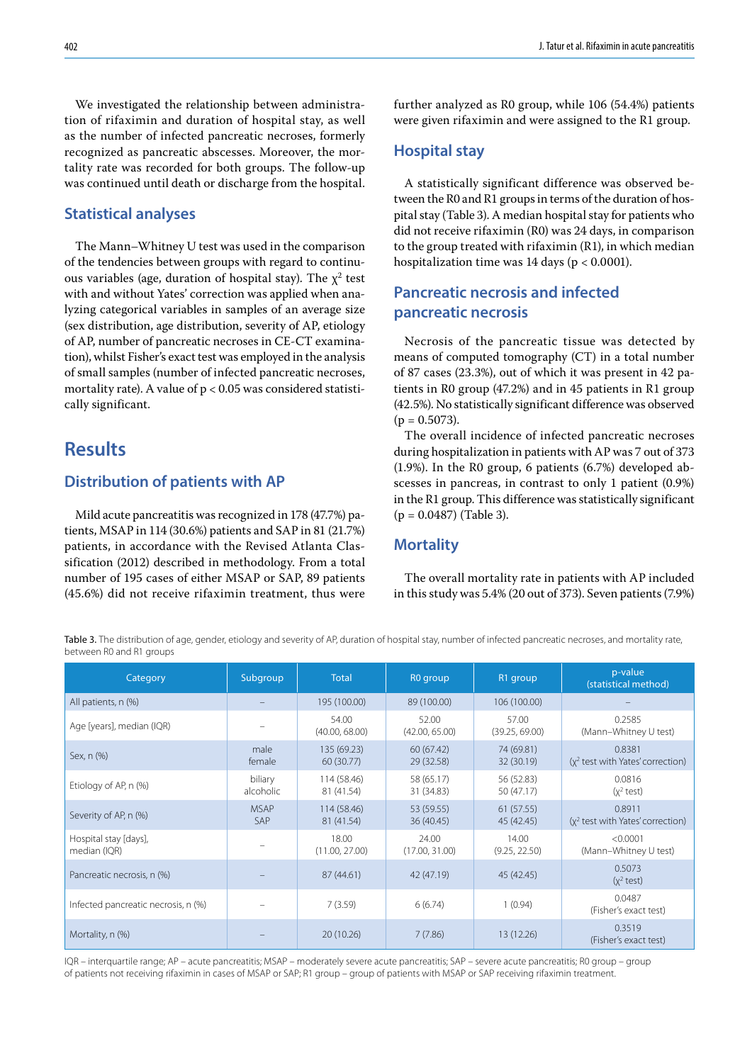We investigated the relationship between administration of rifaximin and duration of hospital stay, as well as the number of infected pancreatic necroses, formerly recognized as pancreatic abscesses. Moreover, the mortality rate was recorded for both groups. The follow-up was continued until death or discharge from the hospital.

## Statistical analyses

The Mann–Whitney U test was used in the comparison of the tendencies between groups with regard to continuous variables (age, duration of hospital stay). The $\chi^2$ test with and without Yates' correction was applied when analyzing categorical variables in samples of an average size (sex distribution, age distribution, severity of AP, etiology of AP, number of pancreatic necroses in CE-CT examination), whilst Fisher's exact test was employed in the analysis of small samples (number of infected pancreatic necroses, mortality rate). A value of $p < 0.05$ was considered statistically significant.

# Results

## Distribution of patients with AP

Mild acute pancreatitis was recognized in 178 (47.7%) patients, MSAP in 114 (30.6%) patients and SAP in 81 (21.7%) patients, in accordance with the Revised Atlanta Classification (2012) described in methodology. From a total number of 195 cases of either MSAP or SAP, 89 patients (45.6%) did not receive rifaximin treatment, thus were further analyzed as R0 group, while 106 (54.4%) patients were given rifaximin and were assigned to the R1 group.

## Hospital stay

A statistically significant difference was observed between the R0 and R1 groups in terms of the duration of hospital stay (Table 3). A median hospital stay for patients who did not receive rifaximin (R0) was 24 days, in comparison to the group treated with rifaximin (R1), in which median hospitalization time was 14 days ($p < 0.0001$).

## Pancreatic necrosis and infected pancreatic necrosis

Necrosis of the pancreatic tissue was detected by means of computed tomography (CT) in a total number of 87 cases (23.3%), out of which it was present in 42 patients in R0 group (47.2%) and in 45 patients in R1 group (42.5%). No statistically significant difference was observed ($p = 0.5073$).

The overall incidence of infected pancreatic necroses during hospitalization in patients with AP was 7 out of 373 (1.9%). In the R0 group, 6 patients (6.7%) developed abscesses in pancreas, in contrast to only 1 patient (0.9%) in the R1 group. This difference was statistically significant ($p = 0.0487$) (Table 3).

## Mortality

The overall mortality rate in patients with AP included in this study was 5.4% (20 out of 373). Seven patients (7.9%)

Table 3. The distribution of age, gender, etiology and severity of AP, duration of hospital stay, number of infected pancreatic necroses, and mortality rate, between R0 and R1 groups

| Category | Subgroup | Total | R0 group | R1 group | p-value (statistical method) |
|---|---|---|---|---|---|
| All patients, n (%) | – | 195 (100.00) | 89 (100.00) | 106 (100.00) | – |
| Age [years], median (IQR) | – | 54.00 (40.00, 68.00) | 52.00 (42.00, 65.00) | 57.00 (39.25, 69.00) | 0.2585 (Mann–Whitney U test) |
| Sex, n (%) | male<br>female | 135 (69.23)<br>60 (30.77) | 60 (67.42)<br>29 (32.58) | 74 (69.81)<br>32 (30.19) | 0.8381 ($\chi^2$ test with Yates' correction) |
| Etiology of AP, n (%) | biliary<br>alcoholic | 114 (58.46)<br>81 (41.54) | 58 (65.17)<br>31 (34.83) | 56 (52.83)<br>50 (47.17) | 0.0816 ($\chi^2$ test) |
| Severity of AP, n (%) | MSAP<br>SAP | 114 (58.46)<br>81 (41.54) | 53 (59.55)<br>36 (40.45) | 61 (57.55)<br>45 (42.45) | 0.8911 ($\chi^2$ test with Yates' correction) |
| Hospital stay [days], median (IQR) | – | 18.00 (11.00, 27.00) | 24.00 (17.00, 31.00) | 14.00 (9.25, 22.50) | <0.0001 (Mann–Whitney U test) |
| Pancreatic necrosis, n (%) | – | 87 (44.61) | 42 (47.19) | 45 (42.45) | 0.5073 ($\chi^2$ test) |
| Infected pancreatic necrosis, n (%) | – | 7 (3.59) | 6 (6.74) | 1 (0.94) | 0.0487 (Fisher's exact test) |
| Mortality, n (%) | – | 20 (10.26) | 7 (7.86) | 13 (12.26) | 0.3519 (Fisher's exact test) |

IQR – interquartile range; AP – acute pancreatitis; MSAP – moderately severe acute pancreatitis; SAP – severe acute pancreatitis; R0 group – group of patients not receiving rifaximin in cases of MSAP or SAP; R1 group – group of patients with MSAP or SAP receiving rifaximin treatment.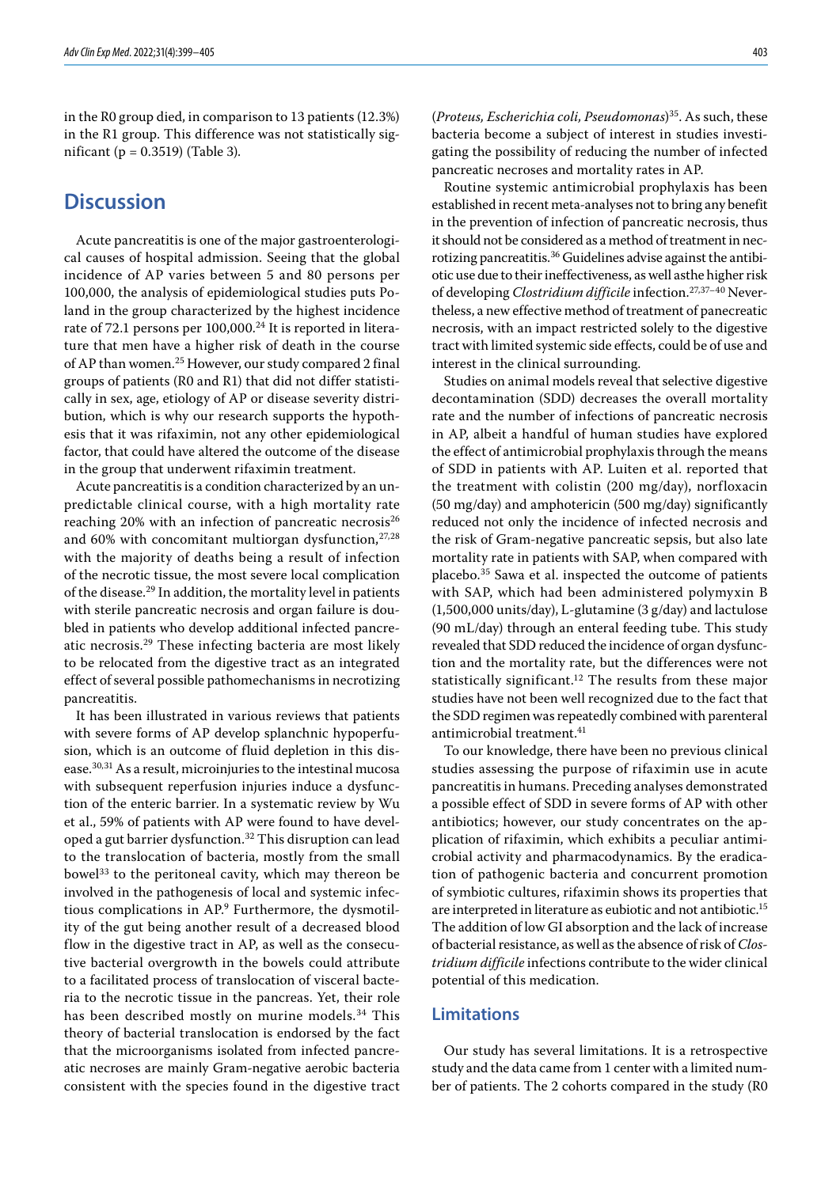in the R0 group died, in comparison to 13 patients (12.3%) in the R1 group. This difference was not statistically significant (p = 0.3519) (Table 3).

## Discussion

Acute pancreatitis is one of the major gastroenterological causes of hospital admission. Seeing that the global incidence of AP varies between 5 and 80 persons per 100,000, the analysis of epidemiological studies puts Poland in the group characterized by the highest incidence rate of 72.1 persons per 100,000.[24] It is reported in literature that men have a higher risk of death in the course of AP than women.[25] However, our study compared 2 final groups of patients (R0 and R1) that did not differ statistically in sex, age, etiology of AP or disease severity distribution, which is why our research supports the hypothesis that it was rifaximin, not any other epidemiological factor, that could have altered the outcome of the disease in the group that underwent rifaximin treatment.

Acute pancreatitis is a condition characterized by an unpredictable clinical course, with a high mortality rate reaching 20% with an infection of pancreatic necrosis[26] and 60% with concomitant multiorgan dysfunction,[27,28] with the majority of deaths being a result of infection of the necrotic tissue, the most severe local complication of the disease.[29] In addition, the mortality level in patients with sterile pancreatic necrosis and organ failure is doubled in patients who develop additional infected pancreatic necrosis.[29] These infecting bacteria are most likely to be relocated from the digestive tract as an integrated effect of several possible pathomechanisms in necrotizing pancreatitis.

It has been illustrated in various reviews that patients with severe forms of AP develop splanchnic hypoperfusion, which is an outcome of fluid depletion in this disease.[30,31] As a result, microinjuries to the intestinal mucosa with subsequent reperfusion injuries induce a dysfunction of the enteric barrier. In a systematic review by Wu et al., 59% of patients with AP were found to have developed a gut barrier dysfunction.[32] This disruption can lead to the translocation of bacteria, mostly from the small bowel[33] to the peritoneal cavity, which may thereon be involved in the pathogenesis of local and systemic infectious complications in AP.[9] Furthermore, the dysmotility of the gut being another result of a decreased blood flow in the digestive tract in AP, as well as the consecutive bacterial overgrowth in the bowels could attribute to a facilitated process of translocation of visceral bacteria to the necrotic tissue in the pancreas. Yet, their role has been described mostly on murine models.[34] This theory of bacterial translocation is endorsed by the fact that the microorganisms isolated from infected pancreatic necroses are mainly Gram-negative aerobic bacteria consistent with the species found in the digestive tract (*Proteus, Escherichia coli, Pseudomonas*)[35]. As such, these bacteria become a subject of interest in studies investigating the possibility of reducing the number of infected pancreatic necroses and mortality rates in AP.

Routine systemic antimicrobial prophylaxis has been established in recent meta-analyses not to bring any benefit in the prevention of infection of pancreatic necrosis, thus it should not be considered as a method of treatment in necrotizing pancreatitis.[36] Guidelines advise against the antibiotic use due to their ineffectiveness, as well asthe higher risk of developing *Clostridium difficile* infection.[27,37–40] Nevertheless, a new effective method of treatment of panecreatic necrosis, with an impact restricted solely to the digestive tract with limited systemic side effects, could be of use and interest in the clinical surrounding.

Studies on animal models reveal that selective digestive decontamination (SDD) decreases the overall mortality rate and the number of infections of pancreatic necrosis in AP, albeit a handful of human studies have explored the effect of antimicrobial prophylaxis through the means of SDD in patients with AP. Luiten et al. reported that the treatment with colistin (200 mg/day), norfloxacin (50 mg/day) and amphotericin (500 mg/day) significantly reduced not only the incidence of infected necrosis and the risk of Gram-negative pancreatic sepsis, but also late mortality rate in patients with SAP, when compared with placebo.[35] Sawa et al. inspected the outcome of patients with SAP, which had been administered polymyxin B (1,500,000 units/day), L-glutamine (3 g/day) and lactulose (90 mL/day) through an enteral feeding tube. This study revealed that SDD reduced the incidence of organ dysfunction and the mortality rate, but the differences were not statistically significant.[12] The results from these major studies have not been well recognized due to the fact that the SDD regimen was repeatedly combined with parenteral antimicrobial treatment.[41]

To our knowledge, there have been no previous clinical studies assessing the purpose of rifaximin use in acute pancreatitis in humans. Preceding analyses demonstrated a possible effect of SDD in severe forms of AP with other antibiotics; however, our study concentrates on the application of rifaximin, which exhibits a peculiar antimicrobial activity and pharmacodynamics. By the eradication of pathogenic bacteria and concurrent promotion of symbiotic cultures, rifaximin shows its properties that are interpreted in literature as eubiotic and not antibiotic.[15] The addition of low GI absorption and the lack of increase of bacterial resistance, as well as the absence of risk of *Clostridium difficile* infections contribute to the wider clinical potential of this medication.

### Limitations

Our study has several limitations. It is a retrospective study and the data came from 1 center with a limited number of patients. The 2 cohorts compared in the study (R0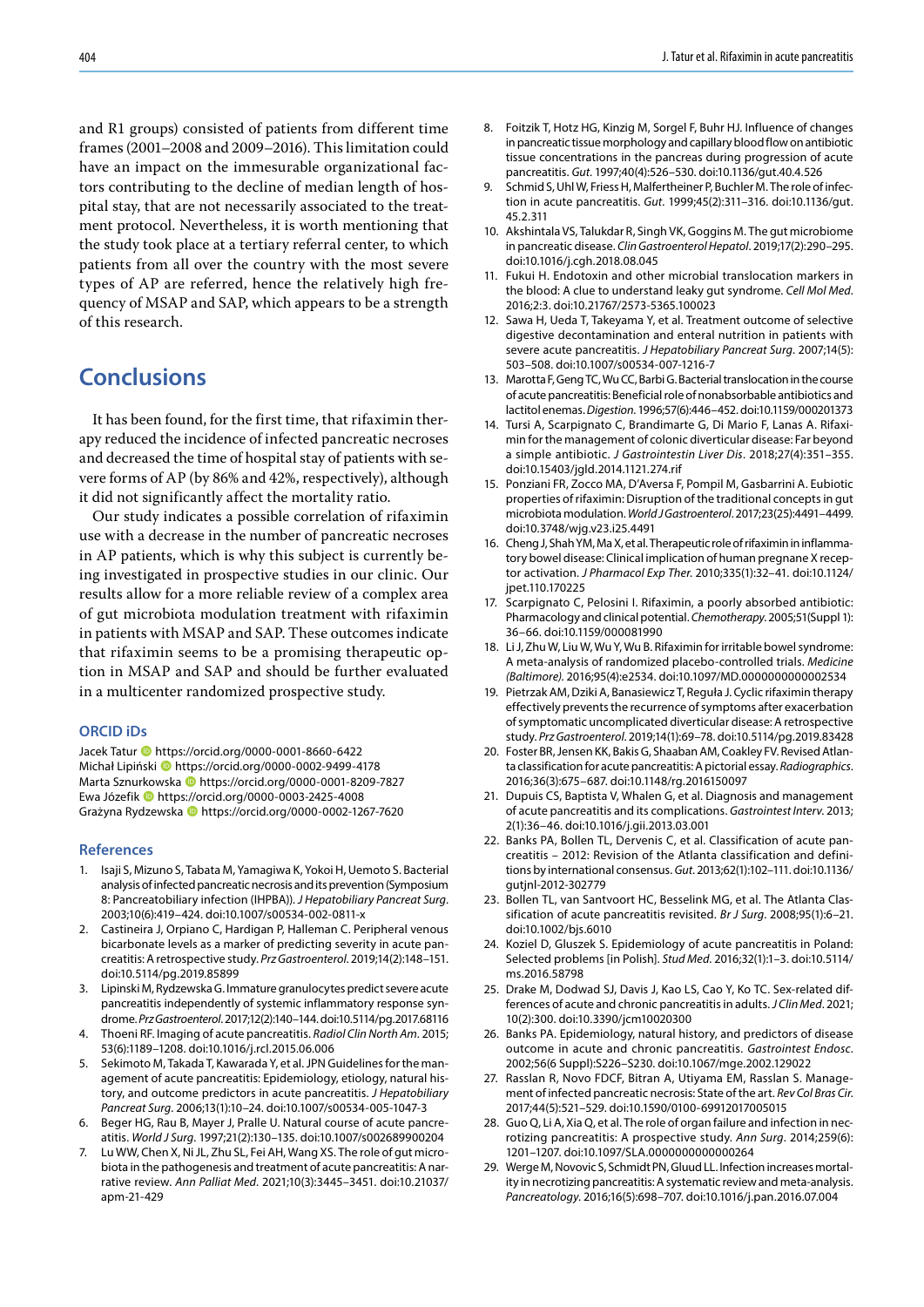and R1 groups) consisted of patients from different time frames (2001–2008 and 2009–2016). This limitation could have an impact on the immesurable organizational factors contributing to the decline of median length of hospital stay, that are not necessarily associated to the treatment protocol. Nevertheless, it is worth mentioning that the study took place at a tertiary referral center, to which patients from all over the country with the most severe types of AP are referred, hence the relatively high frequency of MSAP and SAP, which appears to be a strength of this research.

# Conclusions

It has been found, for the first time, that rifaximin therapy reduced the incidence of infected pancreatic necroses and decreased the time of hospital stay of patients with severe forms of AP (by 86% and 42%, respectively), although it did not significantly affect the mortality ratio.

Our study indicates a possible correlation of rifaximin use with a decrease in the number of pancreatic necroses in AP patients, which is why this subject is currently being investigated in prospective studies in our clinic. Our results allow for a more reliable review of a complex area of gut microbiota modulation treatment with rifaximin in patients with MSAP and SAP. These outcomes indicate that rifaximin seems to be a promising therapeutic option in MSAP and SAP and should be further evaluated in a multicenter randomized prospective study.

### ORCID iDs

Jacek Tatur https://orcid.org/0000-0001-8660-6422
Michał Lipiński https://orcid.org/0000-0002-9499-4178
Marta Sznurkowska https://orcid.org/0000-0001-8209-7827
Ewa Józefik https://orcid.org/0000-0003-2425-4008
Grażyna Rydzewska https://orcid.org/0000-0002-1267-7620

### References

1. Isaji S, Mizuno S, Tabata M, Yamagiwa K, Yokoi H, Uemoto S. Bacterial analysis of infected pancreatic necrosis and its prevention (Symposium 8: Pancreatobiliary infection (IHPBA)). *J Hepatobiliary Pancreat Surg*. 2003;10(6):419–424. doi:10.1007/s00534-002-0811-x
2. Castineira J, Orpiano C, Hardigan P, Halleman C. Peripheral venous bicarbonate levels as a marker of predicting severity in acute pancreatitis: A retrospective study. *Prz Gastroenterol*. 2019;14(2):148–151. doi:10.5114/pg.2019.85899
3. Lipinski M, Rydzewska G. Immature granulocytes predict severe acute pancreatitis independently of systemic inflammatory response syndrome. *Prz Gastroenterol*. 2017;12(2):140–144. doi:10.5114/pg.2017.68116
4. Thoeni RF. Imaging of acute pancreatitis. *Radiol Clin North Am*. 2015; 53(6):1189–1208. doi:10.1016/j.rcl.2015.06.006
5. Sekimoto M, Takada T, Kawarada Y, et al. JPN Guidelines for the management of acute pancreatitis: Epidemiology, etiology, natural history, and outcome predictors in acute pancreatitis. *J Hepatobiliary Pancreat Surg*. 2006;13(1):10–24. doi:10.1007/s00534-005-1047-3
6. Beger HG, Rau B, Mayer J, Pralle U. Natural course of acute pancreatitis. *World J Surg*. 1997;21(2):130–135. doi:10.1007/s002689900204
7. Lu WW, Chen X, Ni JL, Zhu SL, Fei AH, Wang XS. The role of gut microbiota in the pathogenesis and treatment of acute pancreatitis: A narrative review. *Ann Palliat Med*. 2021;10(3):3445–3451. doi:10.21037/apm-21-429
8. Foitzik T, Hotz HG, Kinzig M, Sorgel F, Buhr HJ. Influence of changes in pancreatic tissue morphology and capillary blood flow on antibiotic tissue concentrations in the pancreas during progression of acute pancreatitis. *Gut*. 1997;40(4):526–530. doi:10.1136/gut.40.4.526
9. Schmid S, Uhl W, Friess H, Malfertheiner P, Buchler M. The role of infection in acute pancreatitis. *Gut*. 1999;45(2):311–316. doi:10.1136/gut.45.2.311
10. Akshintala VS, Talukdar R, Singh VK, Goggins M. The gut microbiome in pancreatic disease. *Clin Gastroenterol Hepatol*. 2019;17(2):290–295. doi:10.1016/j.cgh.2018.08.045
11. Fukui H. Endotoxin and other microbial translocation markers in the blood: A clue to understand leaky gut syndrome. *Cell Mol Med*. 2016;2:3. doi:10.21767/2573-5365.100023
12. Sawa H, Ueda T, Takeyama Y, et al. Treatment outcome of selective digestive decontamination and enteral nutrition in patients with severe acute pancreatitis. *J Hepatobiliary Pancreat Surg*. 2007;14(5): 503–508. doi:10.1007/s00534-007-1216-7
13. Marotta F, Geng TC, Wu CC, Barbi G. Bacterial translocation in the course of acute pancreatitis: Beneficial role of nonabsorbable antibiotics and lactitol enemas. *Digestion*. 1996;57(6):446–452. doi:10.1159/000201373
14. Tursi A, Scarpignato C, Brandimarte G, Di Mario F, Lanas A. Rifaximin for the management of colonic diverticular disease: Far beyond a simple antibiotic. *J Gastrointestin Liver Dis*. 2018;27(4):351–355. doi:10.15403/jgld.2014.1121.274.rif
15. Ponziani FR, Zocco MA, D'Aversa F, Pompil M, Gasbarrini A. Eubiotic properties of rifaximin: Disruption of the traditional concepts in gut microbiota modulation. *World J Gastroenterol*. 2017;23(25):4491–4499. doi:10.3748/wjg.v23.i25.4491
16. Cheng J, Shah YM, Ma X, et al. Therapeutic role of rifaximin in inflammatory bowel disease: Clinical implication of human pregnane X receptor activation. *J Pharmacol Exp Ther*. 2010;335(1):32–41. doi:10.1124/jpet.110.170225
17. Scarpignato C, Pelosini I. Rifaximin, a poorly absorbed antibiotic: Pharmacology and clinical potential. *Chemotherapy*. 2005;51(Suppl 1): 36–66. doi:10.1159/000081990
18. Li J, Zhu W, Liu W, Wu Y, Wu B. Rifaximin for irritable bowel syndrome: A meta-analysis of randomized placebo-controlled trials. *Medicine (Baltimore)*. 2016;95(4):e2534. doi:10.1097/MD.0000000000002534
19. Pietrzak AM, Dziki A, Banasiewicz T, Reguła J. Cyclic rifaximin therapy effectively prevents the recurrence of symptoms after exacerbation of symptomatic uncomplicated diverticular disease: A retrospective study. *Prz Gastroenterol*. 2019;14(1):69–78. doi:10.5114/pg.2019.83428
20. Foster BR, Jensen KK, Bakis G, Shaaban AM, Coakley FV. Revised Atlanta classification for acute pancreatitis: A pictorial essay. *Radiographics*. 2016;36(3):675–687. doi:10.1148/rg.2016150097
21. Dupuis CS, Baptista V, Whalen G, et al. Diagnosis and management of acute pancreatitis and its complications. *Gastrointest Interv*. 2013; 2(1):36–46. doi:10.1016/j.gii.2013.03.001
22. Banks PA, Bollen TL, Dervenis C, et al. Classification of acute pancreatitis – 2012: Revision of the Atlanta classification and definitions by international consensus. *Gut*. 2013;62(1):102–111. doi:10.1136/gutjnl-2012-302779
23. Bollen TL, van Santvoort HC, Besselink MG, et al. The Atlanta Classification of acute pancreatitis revisited. *Br J Surg*. 2008;95(1):6–21. doi:10.1002/bjs.6010
24. Koziel D, Gluszek S. Epidemiology of acute pancreatitis in Poland: Selected problems [in Polish]. *Stud Med*. 2016;32(1):1–3. doi:10.5114/ms.2016.58798
25. Drake M, Dodwad SJ, Davis J, Kao LS, Cao Y, Ko TC. Sex-related differences of acute and chronic pancreatitis in adults. *J Clin Med*. 2021; 10(2):300. doi:10.3390/jcm10020300
26. Banks PA. Epidemiology, natural history, and predictors of disease outcome in acute and chronic pancreatitis. *Gastrointest Endosc*. 2002;56(6 Suppl):S226–S230. doi:10.1067/mge.2002.129022
27. Rasslan R, Novo FDCF, Bitran A, Utiyama EM, Rasslan S. Management of infected pancreatic necrosis: State of the art. *Rev Col Bras Cir*. 2017;44(5):521–529. doi:10.1590/0100-69912017005015
28. Guo Q, Li A, Xia Q, et al. The role of organ failure and infection in necrotizing pancreatitis: A prospective study. *Ann Surg*. 2014;259(6): 1201–1207. doi:10.1097/SLA.0000000000000264
29. Werge M, Novovic S, Schmidt PN, Gluud LL. Infection increases mortality in necrotizing pancreatitis: A systematic review and meta-analysis. *Pancreatology*. 2016;16(5):698–707. doi:10.1016/j.pan.2016.07.004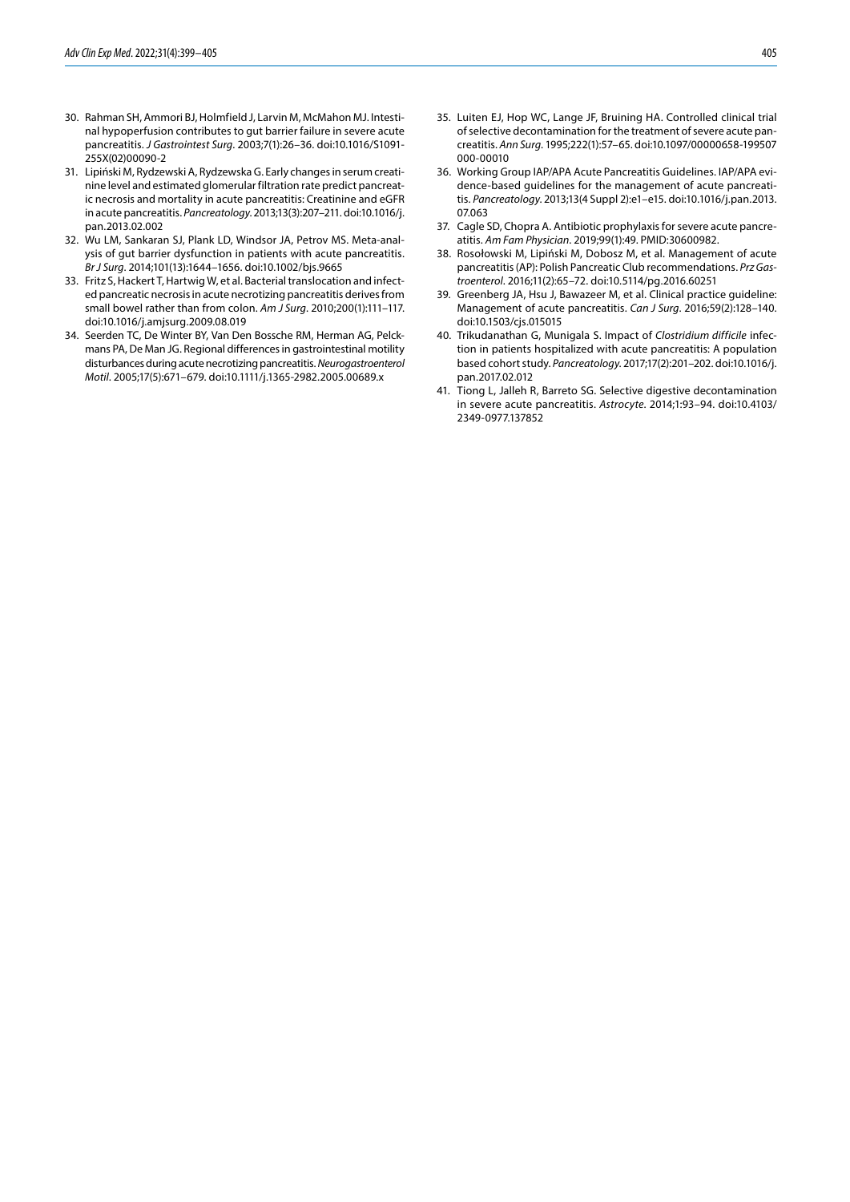30. Rahman SH, Ammori BJ, Holmfield J, Larvin M, McMahon MJ. Intestinal hypoperfusion contributes to gut barrier failure in severe acute pancreatitis. *J Gastrointest Surg*. 2003;7(1):26–36. doi:10.1016/S1091-255X(02)00090-2
31. Lipiński M, Rydzewski A, Rydzewska G. Early changes in serum creatinine level and estimated glomerular filtration rate predict pancreatic necrosis and mortality in acute pancreatitis: Creatinine and eGFR in acute pancreatitis. *Pancreatology*. 2013;13(3):207–211. doi:10.1016/j.pan.2013.02.002
32. Wu LM, Sankaran SJ, Plank LD, Windsor JA, Petrov MS. Meta-analysis of gut barrier dysfunction in patients with acute pancreatitis. *Br J Surg*. 2014;101(13):1644–1656. doi:10.1002/bjs.9665
33. Fritz S, Hackert T, Hartwig W, et al. Bacterial translocation and infected pancreatic necrosis in acute necrotizing pancreatitis derives from small bowel rather than from colon. *Am J Surg*. 2010;200(1):111–117. doi:10.1016/j.amjsurg.2009.08.019
34. Seerden TC, De Winter BY, Van Den Bossche RM, Herman AG, Pelckmans PA, De Man JG. Regional differences in gastrointestinal motility disturbances during acute necrotizing pancreatitis. *Neurogastroenterol Motil*. 2005;17(5):671–679. doi:10.1111/j.1365-2982.2005.00689.x
35. Luiten EJ, Hop WC, Lange JF, Bruining HA. Controlled clinical trial of selective decontamination for the treatment of severe acute pancreatitis. *Ann Surg*. 1995;222(1):57–65. doi:10.1097/00000658-199507000-00010
36. Working Group IAP/APA Acute Pancreatitis Guidelines. IAP/APA evidence-based guidelines for the management of acute pancreatitis. *Pancreatology*. 2013;13(4 Suppl 2):e1–e15. doi:10.1016/j.pan.2013.07.063
37. Cagle SD, Chopra A. Antibiotic prophylaxis for severe acute pancreatitis. *Am Fam Physician*. 2019;99(1):49. PMID:30600982.
38. Rosołowski M, Lipiński M, Dobosz M, et al. Management of acute pancreatitis (AP): Polish Pancreatic Club recommendations. *Prz Gastroenterol*. 2016;11(2):65–72. doi:10.5114/pg.2016.60251
39. Greenberg JA, Hsu J, Bawazeer M, et al. Clinical practice guideline: Management of acute pancreatitis. *Can J Surg*. 2016;59(2):128–140. doi:10.1503/cjs.015015
40. Trikudanathan G, Munigala S. Impact of *Clostridium difficile* infection in patients hospitalized with acute pancreatitis: A population based cohort study. *Pancreatology*. 2017;17(2):201–202. doi:10.1016/j.pan.2017.02.012
41. Tiong L, Jalleh R, Barreto SG. Selective digestive decontamination in severe acute pancreatitis. *Astrocyte*. 2014;1:93–94. doi:10.4103/2349-0977.137852